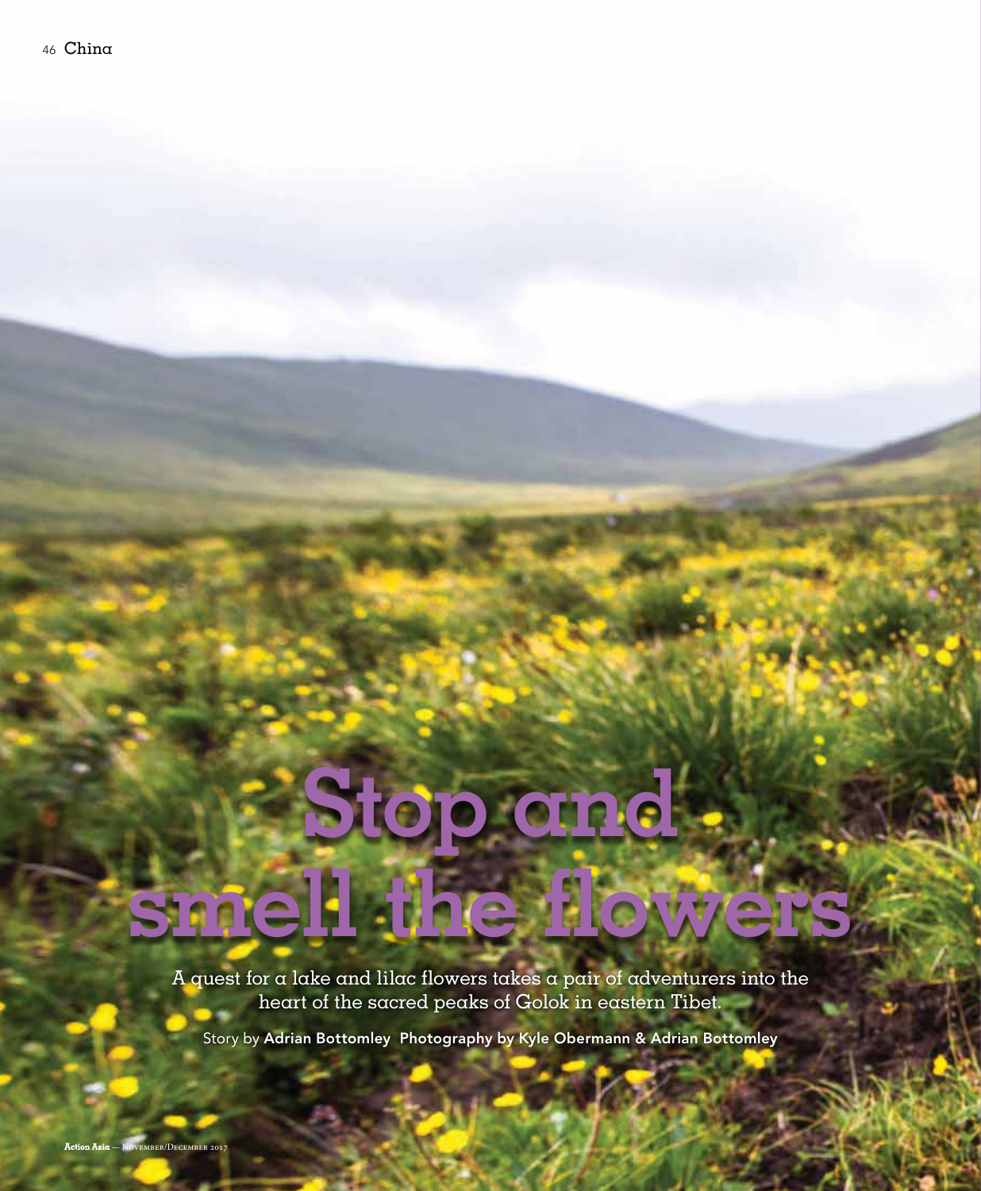# Stop and smell the flowers

A quest for a lake and lilac flowers takes a pair of adventurers into the heart of the sacred peaks of Golok in eastern Tibet.

Story by **Adrian Bottomley** **Photography by Kyle Obermann & Adrian Bottomley**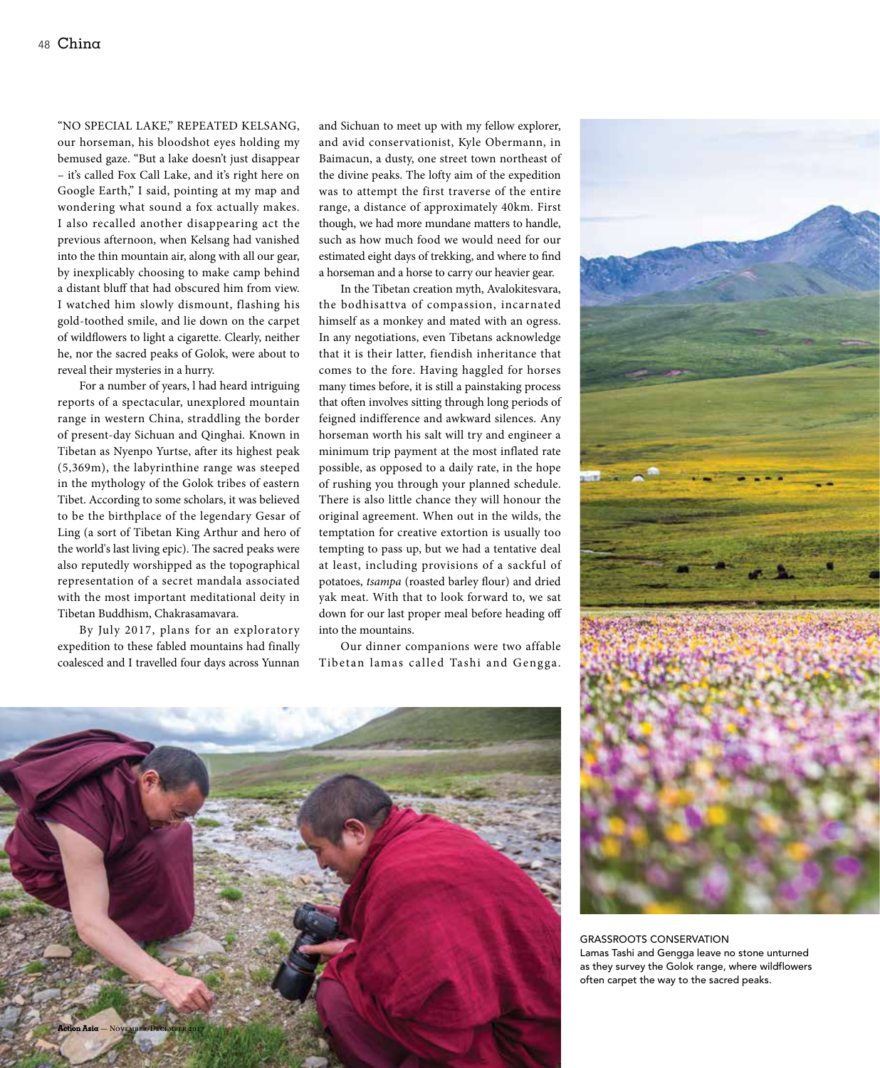"NO SPECIAL LAKE," REPEATED KELSANG, our horseman, his bloodshot eyes holding my bemused gaze. "But a lake doesn't just disappear – it's called Fox Call Lake, and it's right here on Google Earth," I said, pointing at my map and wondering what sound a fox actually makes. I also recalled another disappearing act the previous afternoon, when Kelsang had vanished into the thin mountain air, along with all our gear, by inexplicably choosing to make camp behind a distant bluff that had obscured him from view. I watched him slowly dismount, flashing his gold-toothed smile, and lie down on the carpet of wildflowers to light a cigarette. Clearly, neither he, nor the sacred peaks of Golok, were about to reveal their mysteries in a hurry.

For a number of years, I had heard intriguing reports of a spectacular, unexplored mountain range in western China, straddling the border of present-day Sichuan and Qinghai. Known in Tibetan as Nyenpo Yurtse, after its highest peak (5,369m), the labyrinthine range was steeped in the mythology of the Golok tribes of eastern Tibet. According to some scholars, it was believed to be the birthplace of the legendary Gesar of Ling (a sort of Tibetan King Arthur and hero of the world's last living epic). The sacred peaks were also reputedly worshipped as the topographical representation of a secret mandala associated with the most important meditational deity in Tibetan Buddhism, Chakrasamavara.

By July 2017, plans for an exploratory expedition to these fabled mountains had finally coalesced and I travelled four days across Yunnan and Sichuan to meet up with my fellow explorer, and avid conservationist, Kyle Obermann, in Baimacun, a dusty, one street town northeast of the divine peaks. The lofty aim of the expedition was to attempt the first traverse of the entire range, a distance of approximately 40km. First though, we had more mundane matters to handle, such as how much food we would need for our estimated eight days of trekking, and where to find a horseman and a horse to carry our heavier gear.

In the Tibetan creation myth, Avalokitesvara, the bodhisattva of compassion, incarnated himself as a monkey and mated with an ogress. In any negotiations, even Tibetans acknowledge that it is their latter, fiendish inheritance that comes to the fore. Having haggled for horses many times before, it is still a painstaking process that often involves sitting through long periods of feigned indifference and awkward silences. Any horseman worth his salt will try and engineer a minimum trip payment at the most inflated rate possible, as opposed to a daily rate, in the hope of rushing you through your planned schedule. There is also little chance they will honour the original agreement. When out in the wilds, the temptation for creative extortion is usually too tempting to pass up, but we had a tentative deal at least, including provisions of a sackful of potatoes, *tsampa* (roasted barley flour) and dried yak meat. With that to look forward to, we sat down for our last proper meal before heading off into the mountains.

Our dinner companions were two affable Tibetan lamas called Tashi and Gengga.

GRASSROOTS CONSERVATION
Lamas Tashi and Gengga leave no stone unturned as they survey the Golok range, where wildflowers often carpet the way to the sacred peaks.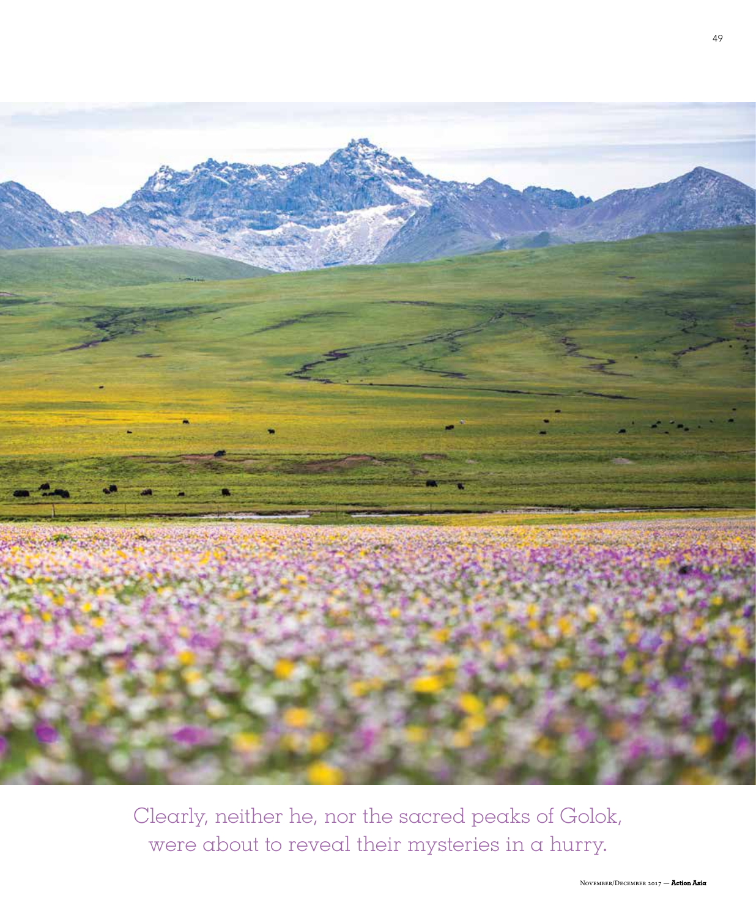Clearly, neither he, nor the sacred peaks of Golok, were about to reveal their mysteries in a hurry.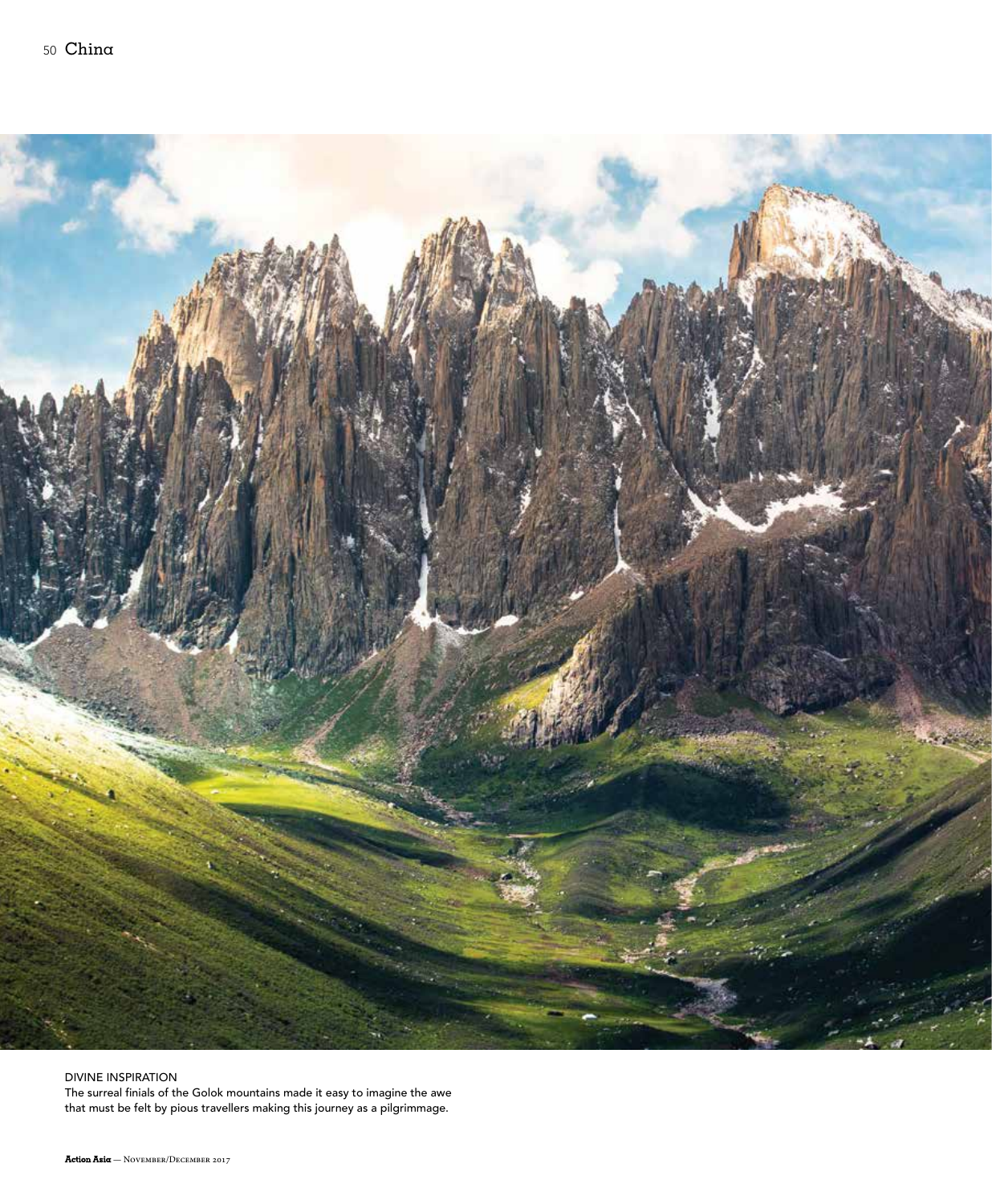DIVINE INSPIRATION

The surreal finials of the Golok mountains made it easy to imagine the awe that must be felt by pious travellers making this journey as a pilgrimmage.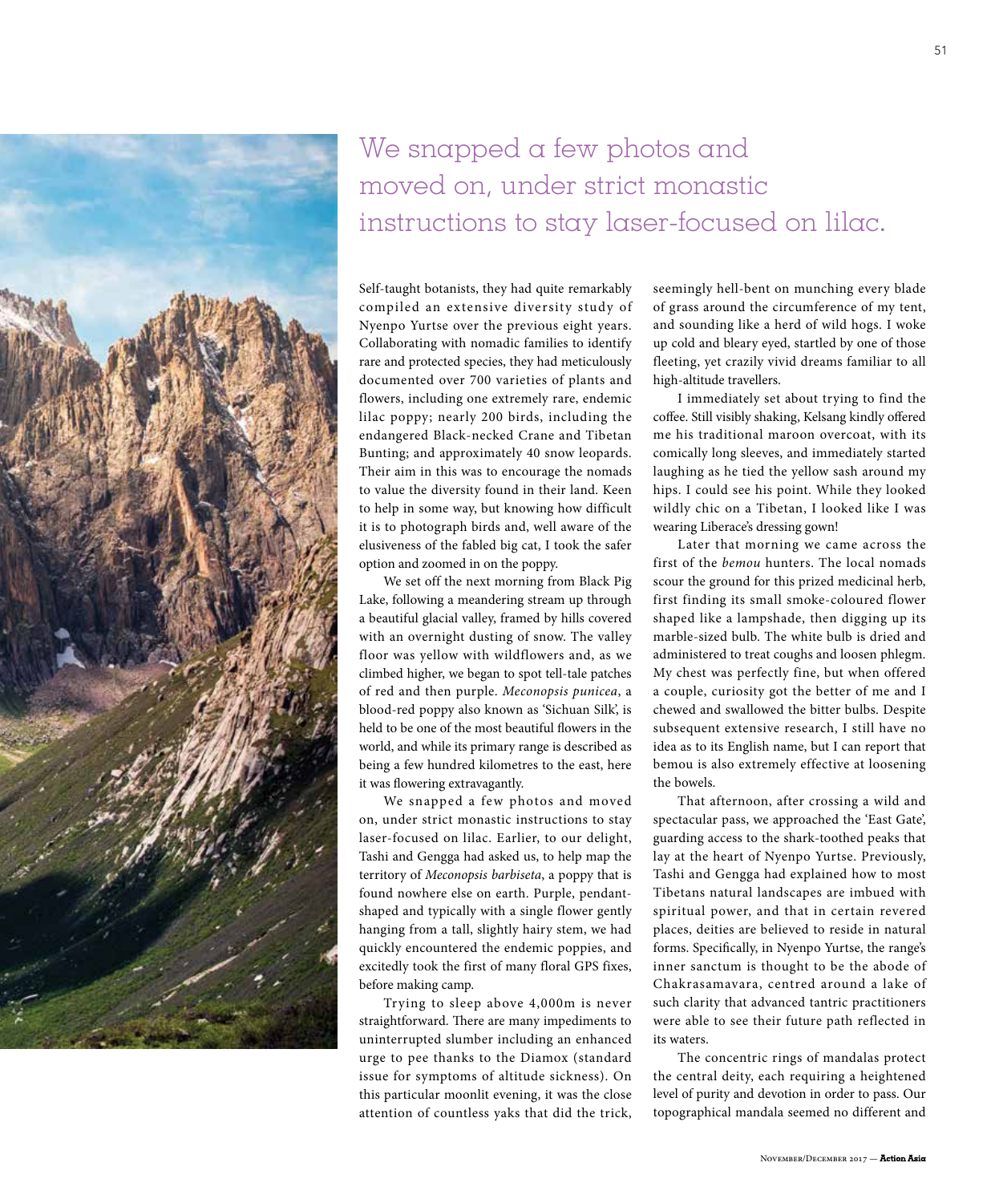> We snapped a few photos and moved on, under strict monastic instructions to stay laser-focused on lilac.

Self-taught botanists, they had quite remarkably compiled an extensive diversity study of Nyenpo Yurtse over the previous eight years. Collaborating with nomadic families to identify rare and protected species, they had meticulously documented over 700 varieties of plants and flowers, including one extremely rare, endemic lilac poppy; nearly 200 birds, including the endangered Black-necked Crane and Tibetan Bunting; and approximately 40 snow leopards. Their aim in this was to encourage the nomads to value the diversity found in their land. Keen to help in some way, but knowing how difficult it is to photograph birds and, well aware of the elusiveness of the fabled big cat, I took the safer option and zoomed in on the poppy.

We set off the next morning from Black Pig Lake, following a meandering stream up through a beautiful glacial valley, framed by hills covered with an overnight dusting of snow. The valley floor was yellow with wildflowers and, as we climbed higher, we began to spot tell-tale patches of red and then purple. *Meconopsis punicea*, a blood-red poppy also known as 'Sichuan Silk', is held to be one of the most beautiful flowers in the world, and while its primary range is described as being a few hundred kilometres to the east, here it was flowering extravagantly.

We snapped a few photos and moved on, under strict monastic instructions to stay laser-focused on lilac. Earlier, to our delight, Tashi and Gengga had asked us, to help map the territory of *Meconopsis barbiseta*, a poppy that is found nowhere else on earth. Purple, pendant-shaped and typically with a single flower gently hanging from a tall, slightly hairy stem, we had quickly encountered the endemic poppies, and excitedly took the first of many floral GPS fixes, before making camp.

Trying to sleep above 4,000m is never straightforward. There are many impediments to uninterrupted slumber including an enhanced urge to pee thanks to the Diamox (standard issue for symptoms of altitude sickness). On this particular moonlit evening, it was the close attention of countless yaks that did the trick, seemingly hell-bent on munching every blade of grass around the circumference of my tent, and sounding like a herd of wild hogs. I woke up cold and bleary eyed, startled by one of those fleeting, yet crazily vivid dreams familiar to all high-altitude travellers.

I immediately set about trying to find the coffee. Still visibly shaking, Kelsang kindly offered me his traditional maroon overcoat, with its comically long sleeves, and immediately started laughing as he tied the yellow sash around my hips. I could see his point. While they looked wildly chic on a Tibetan, I looked like I was wearing Liberace's dressing gown!

Later that morning we came across the first of the *bemou* hunters. The local nomads scour the ground for this prized medicinal herb, first finding its small smoke-coloured flower shaped like a lampshade, then digging up its marble-sized bulb. The white bulb is dried and administered to treat coughs and loosen phlegm. My chest was perfectly fine, but when offered a couple, curiosity got the better of me and I chewed and swallowed the bitter bulbs. Despite subsequent extensive research, I still have no idea as to its English name, but I can report that bemou is also extremely effective at loosening the bowels.

That afternoon, after crossing a wild and spectacular pass, we approached the 'East Gate', guarding access to the shark-toothed peaks that lay at the heart of Nyenpo Yurtse. Previously, Tashi and Gengga had explained how to most Tibetans natural landscapes are imbued with spiritual power, and that in certain revered places, deities are believed to reside in natural forms. Specifically, in Nyenpo Yurtse, the range's inner sanctum is thought to be the abode of Chakrasamavara, centred around a lake of such clarity that advanced tantric practitioners were able to see their future path reflected in its waters.

The concentric rings of mandalas protect the central deity, each requiring a heightened level of purity and devotion in order to pass. Our topographical mandala seemed no different and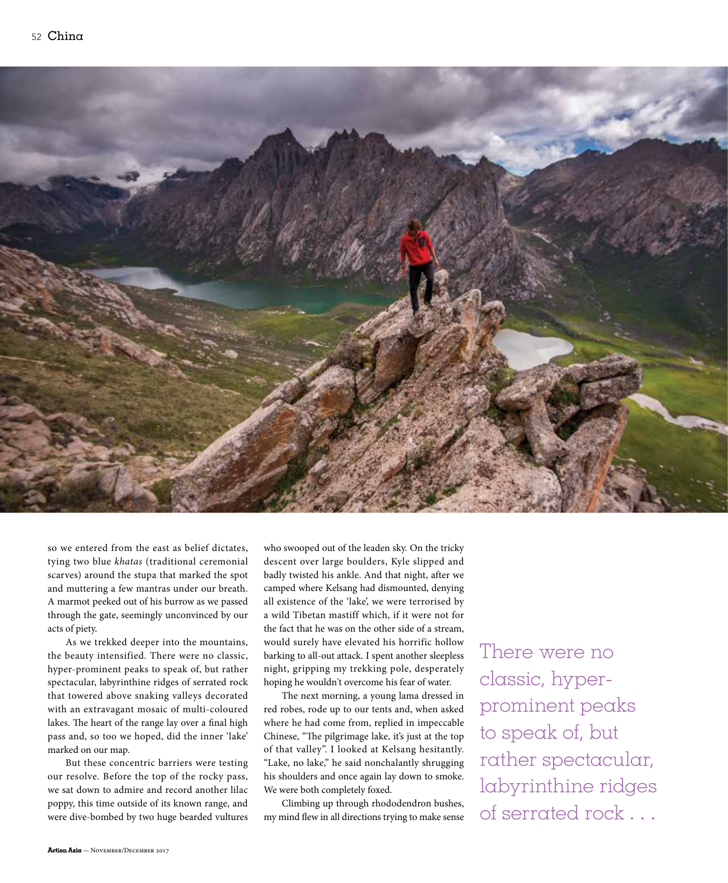so we entered from the east as belief dictates, tying two blue *khatas* (traditional ceremonial scarves) around the stupa that marked the spot and muttering a few mantras under our breath. A marmot peeked out of his burrow as we passed through the gate, seemingly unconvinced by our acts of piety.

As we trekked deeper into the mountains, the beauty intensified. There were no classic, hyper-prominent peaks to speak of, but rather spectacular, labyrinthine ridges of serrated rock that towered above snaking valleys decorated with an extravagant mosaic of multi-coloured lakes. The heart of the range lay over a final high pass and, so too we hoped, did the inner 'lake' marked on our map.

But these concentric barriers were testing our resolve. Before the top of the rocky pass, we sat down to admire and record another lilac poppy, this time outside of its known range, and were dive-bombed by two huge bearded vultures who swooped out of the leaden sky. On the tricky descent over large boulders, Kyle slipped and badly twisted his ankle. And that night, after we camped where Kelsang had dismounted, denying all existence of the 'lake', we were terrorised by a wild Tibetan mastiff which, if it were not for the fact that he was on the other side of a stream, would surely have elevated his horrific hollow barking to all-out attack. I spent another sleepless night, gripping my trekking pole, desperately hoping he wouldn't overcome his fear of water.

The next morning, a young lama dressed in red robes, rode up to our tents and, when asked where he had come from, replied in impeccable Chinese, "The pilgrimage lake, it's just at the top of that valley". I looked at Kelsang hesitantly. "Lake, no lake," he said nonchalantly shrugging his shoulders and once again lay down to smoke. We were both completely foxed.

Climbing up through rhododendron bushes, my mind flew in all directions trying to make sense

> There were no classic, hyper-prominent peaks to speak of, but rather spectacular, labyrinthine ridges of serrated rock . . .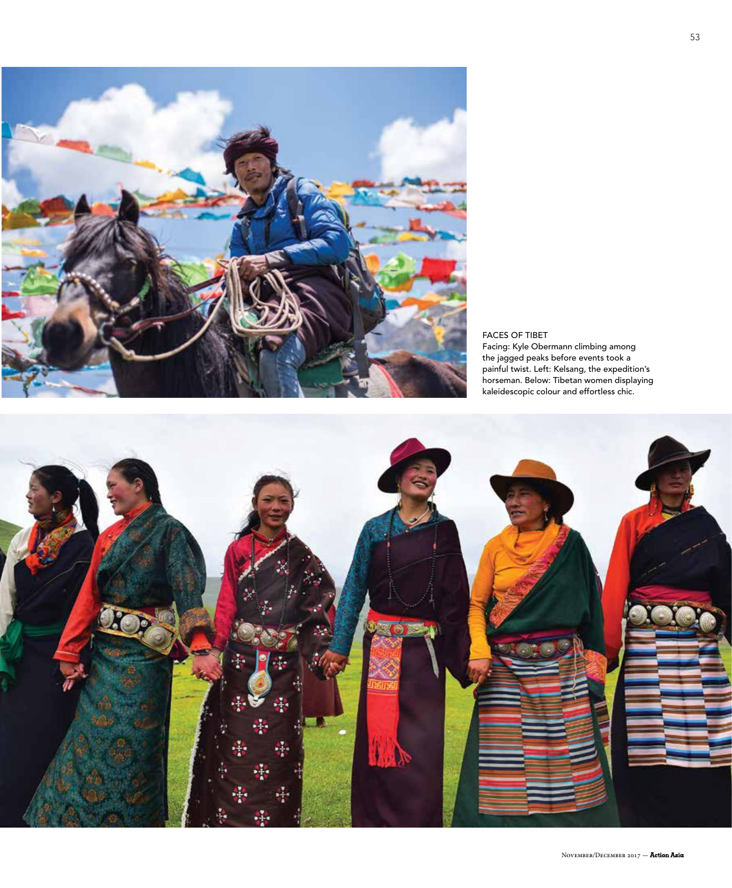FACES OF TIBET
Facing: Kyle Obermann climbing among the jagged peaks before events took a painful twist. Left: Kelsang, the expedition's horseman. Below: Tibetan women displaying kaleidescopic colour and effortless chic.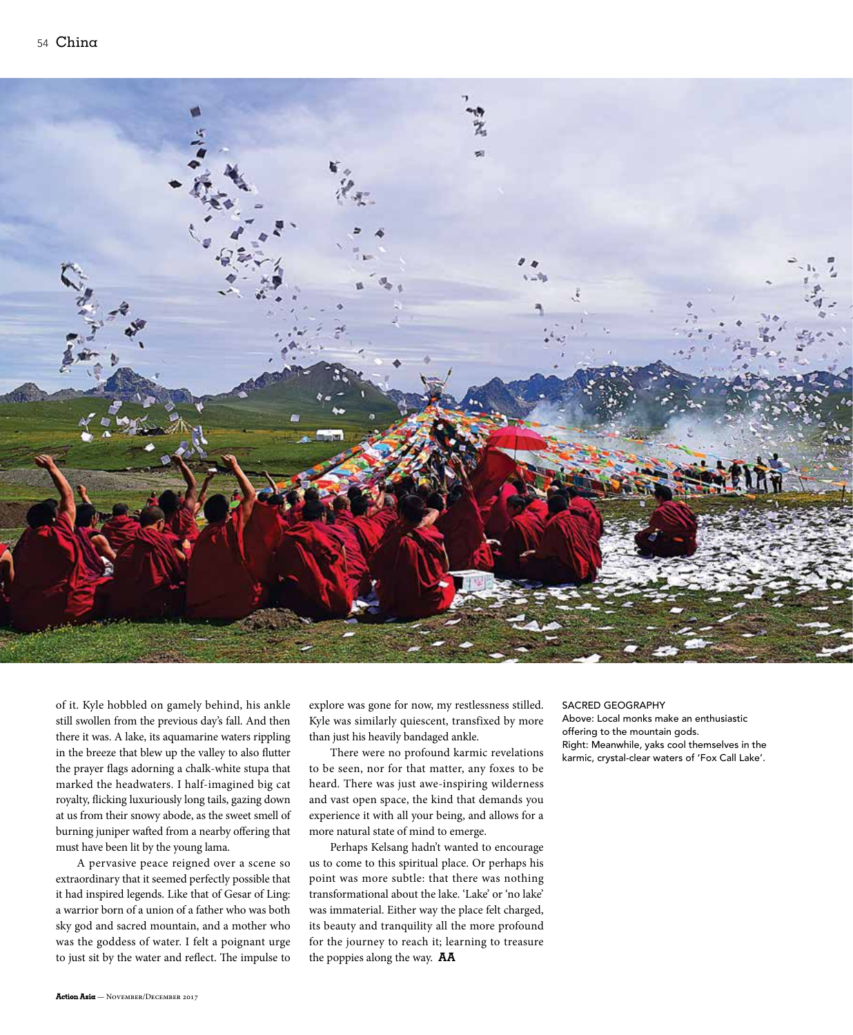of it. Kyle hobbled on gamely behind, his ankle still swollen from the previous day's fall. And then there it was. A lake, its aquamarine waters rippling in the breeze that blew up the valley to also flutter the prayer flags adorning a chalk-white stupa that marked the headwaters. I half-imagined big cat royalty, flicking luxuriously long tails, gazing down at us from their snowy abode, as the sweet smell of burning juniper wafted from a nearby offering that must have been lit by the young lama.

A pervasive peace reigned over a scene so extraordinary that it seemed perfectly possible that it had inspired legends. Like that of Gesar of Ling: a warrior born of a union of a father who was both sky god and sacred mountain, and a mother who was the goddess of water. I felt a poignant urge to just sit by the water and reflect. The impulse to explore was gone for now, my restlessness stilled. Kyle was similarly quiescent, transfixed by more than just his heavily bandaged ankle.

There were no profound karmic revelations to be seen, nor for that matter, any foxes to be heard. There was just awe-inspiring wilderness and vast open space, the kind that demands you experience it with all your being, and allows for a more natural state of mind to emerge.

Perhaps Kelsang hadn't wanted to encourage us to come to this spiritual place. Or perhaps his point was more subtle: that there was nothing transformational about the lake. 'Lake' or 'no lake' was immaterial. Either way the place felt charged, its beauty and tranquility all the more profound for the journey to reach it; learning to treasure the poppies along the way. **AA**

SACRED GEOGRAPHY
Above: Local monks make an enthusiastic offering to the mountain gods.
Right: Meanwhile, yaks cool themselves in the karmic, crystal-clear waters of 'Fox Call Lake'.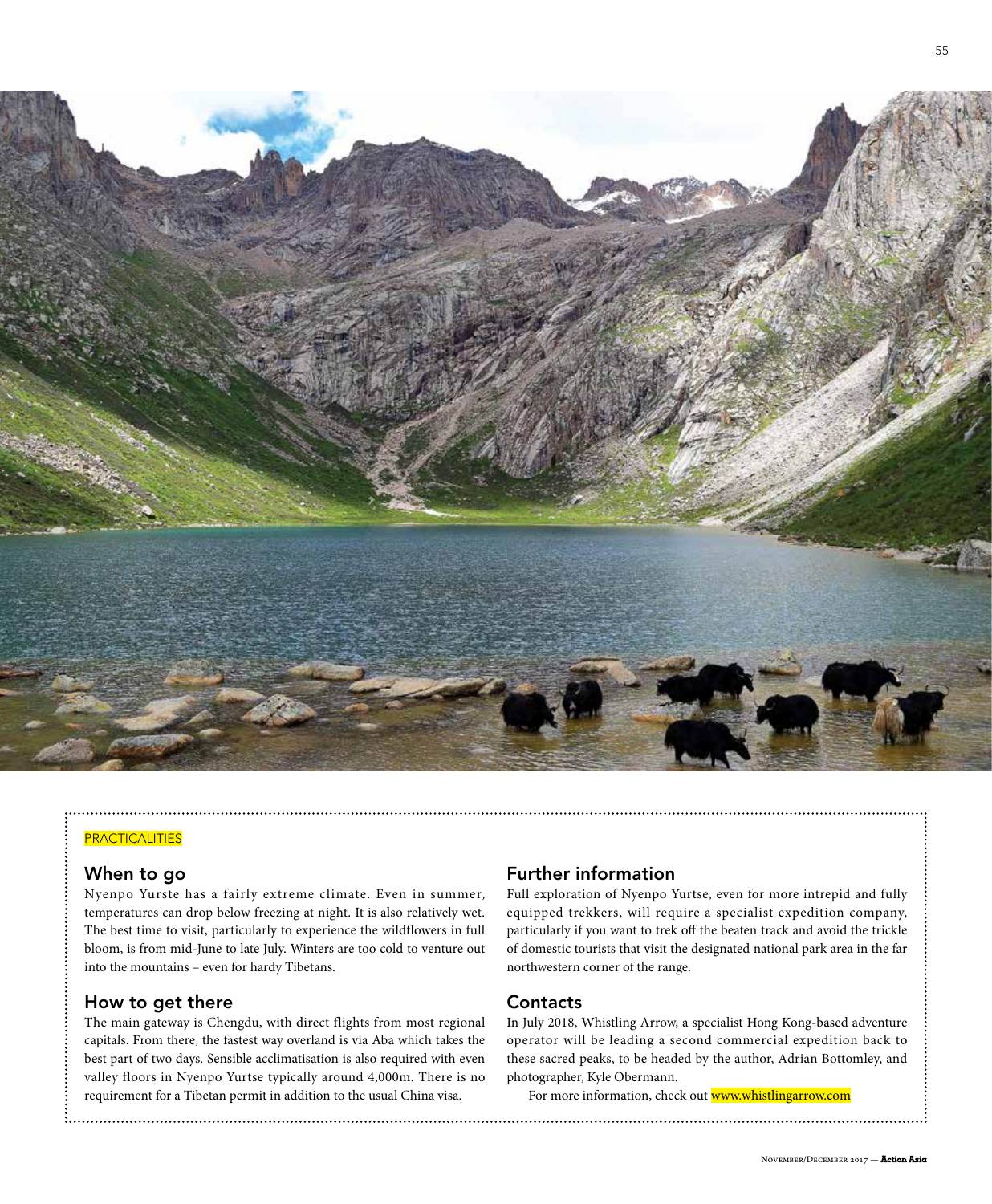PRACTICALITIES

## When to go

Nyenpo Yurste has a fairly extreme climate. Even in summer, temperatures can drop below freezing at night. It is also relatively wet. The best time to visit, particularly to experience the wildflowers in full bloom, is from mid-June to late July. Winters are too cold to venture out into the mountains – even for hardy Tibetans.

## How to get there

The main gateway is Chengdu, with direct flights from most regional capitals. From there, the fastest way overland is via Aba which takes the best part of two days. Sensible acclimatisation is also required with even valley floors in Nyenpo Yurtse typically around 4,000m. There is no requirement for a Tibetan permit in addition to the usual China visa.

## Further information

Full exploration of Nyenpo Yurtse, even for more intrepid and fully equipped trekkers, will require a specialist expedition company, particularly if you want to trek off the beaten track and avoid the trickle of domestic tourists that visit the designated national park area in the far northwestern corner of the range.

## Contacts

In July 2018, Whistling Arrow, a specialist Hong Kong-based adventure operator will be leading a second commercial expedition back to these sacred peaks, to be headed by the author, Adrian Bottomley, and photographer, Kyle Obermann.

For more information, check out www.whistlingarrow.com